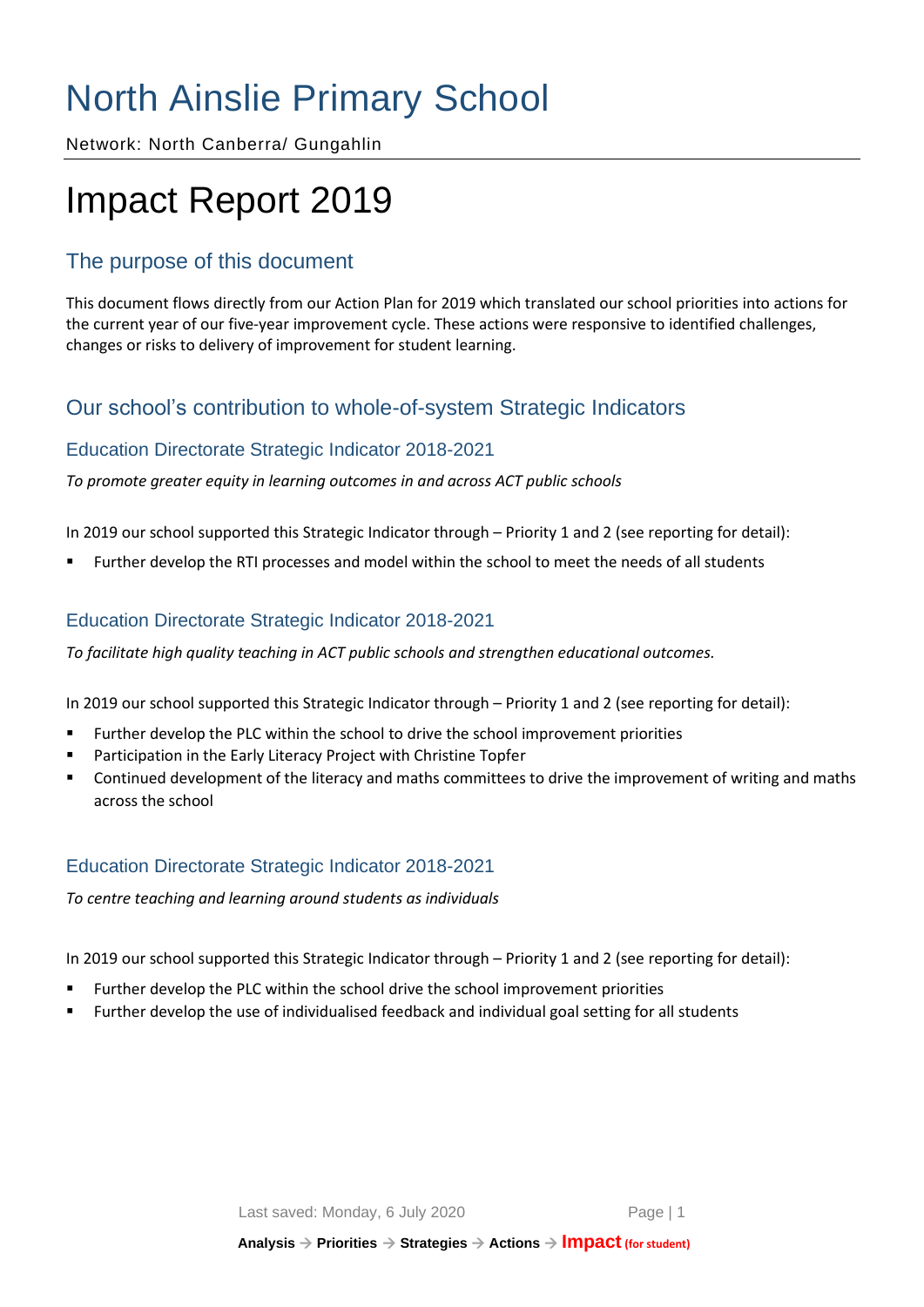# North Ainslie Primary School

Network: North Canberra/ Gungahlin

# Impact Report 2019

## The purpose of this document

This document flows directly from our Action Plan for 2019 which translated our school priorities into actions for the current year of our five-year improvement cycle. These actions were responsive to identified challenges, changes or risks to delivery of improvement for student learning.

## Our school's contribution to whole-of-system Strategic Indicators

### Education Directorate Strategic Indicator 2018-2021

*To promote greater equity in learning outcomes in and across ACT public schools*

In 2019 our school supported this Strategic Indicator through – Priority 1 and 2 (see reporting for detail):

- Further develop the RTI processes and model within the school to meet the needs of all students

### Education Directorate Strategic Indicator 2018-2021

*To facilitate high quality teaching in ACT public schools and strengthen educational outcomes.*

In 2019 our school supported this Strategic Indicator through – Priority 1 and 2 (see reporting for detail):

- Further develop the PLC within the school to drive the school improvement priorities
- Participation in the Early Literacy Project with Christine Topfer
- Continued development of the literacy and maths committees to drive the improvement of writing and maths across the school

### Education Directorate Strategic Indicator 2018-2021

*To centre teaching and learning around students as individuals*

In 2019 our school supported this Strategic Indicator through – Priority 1 and 2 (see reporting for detail):

- Further develop the PLC within the school drive the school improvement priorities
- Further develop the use of individualised feedback and individual goal setting for all students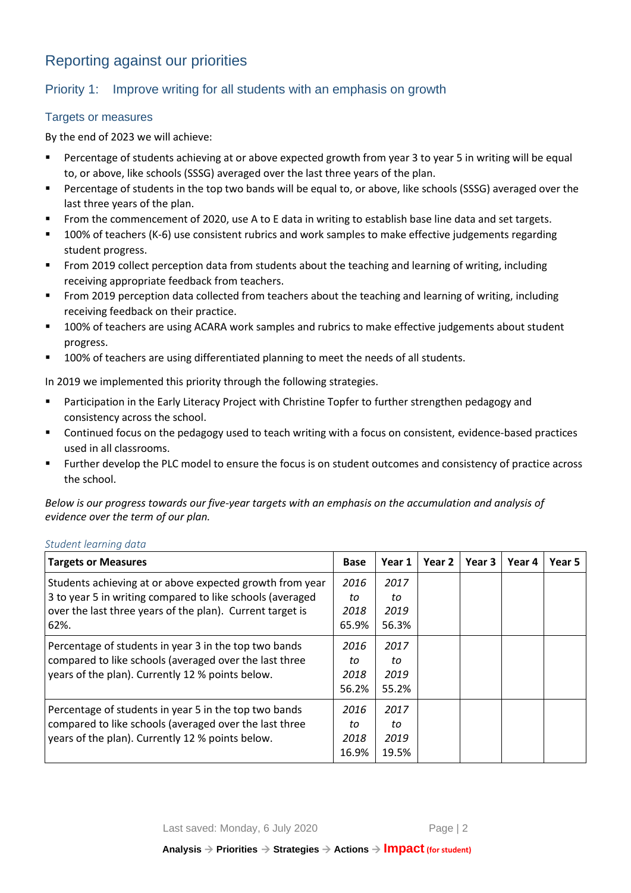# Reporting against our priorities

## Priority 1: Improve writing for all students with an emphasis on growth

### Targets or measures

By the end of 2023 we will achieve:

- Percentage of students achieving at or above expected growth from year 3 to year 5 in writing will be equal to, or above, like schools (SSSG) averaged over the last three years of the plan.
- Percentage of students in the top two bands will be equal to, or above, like schools (SSSG) averaged over the last three years of the plan.
- From the commencement of 2020, use A to E data in writing to establish base line data and set targets.
- 100% of teachers (K-6) use consistent rubrics and work samples to make effective judgements regarding student progress.
- From 2019 collect perception data from students about the teaching and learning of writing, including receiving appropriate feedback from teachers.
- From 2019 perception data collected from teachers about the teaching and learning of writing, including receiving feedback on their practice.
- 100% of teachers are using ACARA work samples and rubrics to make effective judgements about student progress.
- 100% of teachers are using differentiated planning to meet the needs of all students.

In 2019 we implemented this priority through the following strategies.

- Participation in the Early Literacy Project with Christine Topfer to further strengthen pedagogy and consistency across the school.
- Continued focus on the pedagogy used to teach writing with a focus on consistent, evidence-based practices used in all classrooms.
- Further develop the PLC model to ensure the focus is on student outcomes and consistency of practice across the school.

*Below is our progress towards our five-year targets with an emphasis on the accumulation and analysis of evidence over the term of our plan.*

*Student learning data*

| Targets or Measures | Base | Year 1 | Year 2 | Year 3 | Year 4 | Year 5 |
|---|---|---|---|---|---|---|
| Students achieving at or above expected growth from year 3 to year 5 in writing compared to like schools (averaged over the last three years of the plan). Current target is 62%. | *2016 to 2018* 65.9% | *2017 to 2019* 56.3% | | | | |
| Percentage of students in year 3 in the top two bands compared to like schools (averaged over the last three years of the plan). Currently 12 % points below. | *2016 to 2018* 56.2% | *2017 to 2019* 55.2% | | | | |
| Percentage of students in year 5 in the top two bands compared to like schools (averaged over the last three years of the plan). Currently 12 % points below. | *2016 to 2018* 16.9% | *2017 to 2019* 19.5% | | | | |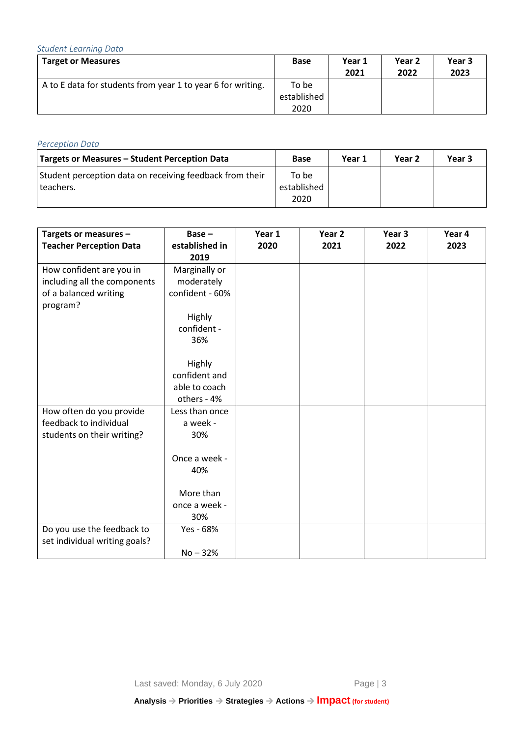*Student Learning Data*

| Target or Measures | Base | Year 1 2021 | Year 2 2022 | Year 3 2023 |
|---|---|---|---|---|
| A to E data for students from year 1 to year 6 for writing. | To be established 2020 | | | |

*Perception Data*

| Targets or Measures – Student Perception Data | Base | Year 1 | Year 2 | Year 3 |
|---|---|---|---|---|
| Student perception data on receiving feedback from their teachers. | To be established 2020 | | | |

| Targets or measures – Teacher Perception Data | Base – established in 2019 | Year 1 2020 | Year 2 2021 | Year 3 2022 | Year 4 2023 |
|---|---|---|---|---|---|
| How confident are you in including all the components of a balanced writing program? | Marginally or moderately confident - 60%<br><br>Highly confident - 36%<br><br>Highly confident and able to coach others - 4% | | | | |
| How often do you provide feedback to individual students on their writing? | Less than once a week - 30%<br><br>Once a week - 40%<br><br>More than once a week - 30% | | | | |
| Do you use the feedback to set individual writing goals? | Yes - 68%<br><br>No – 32% | | | | |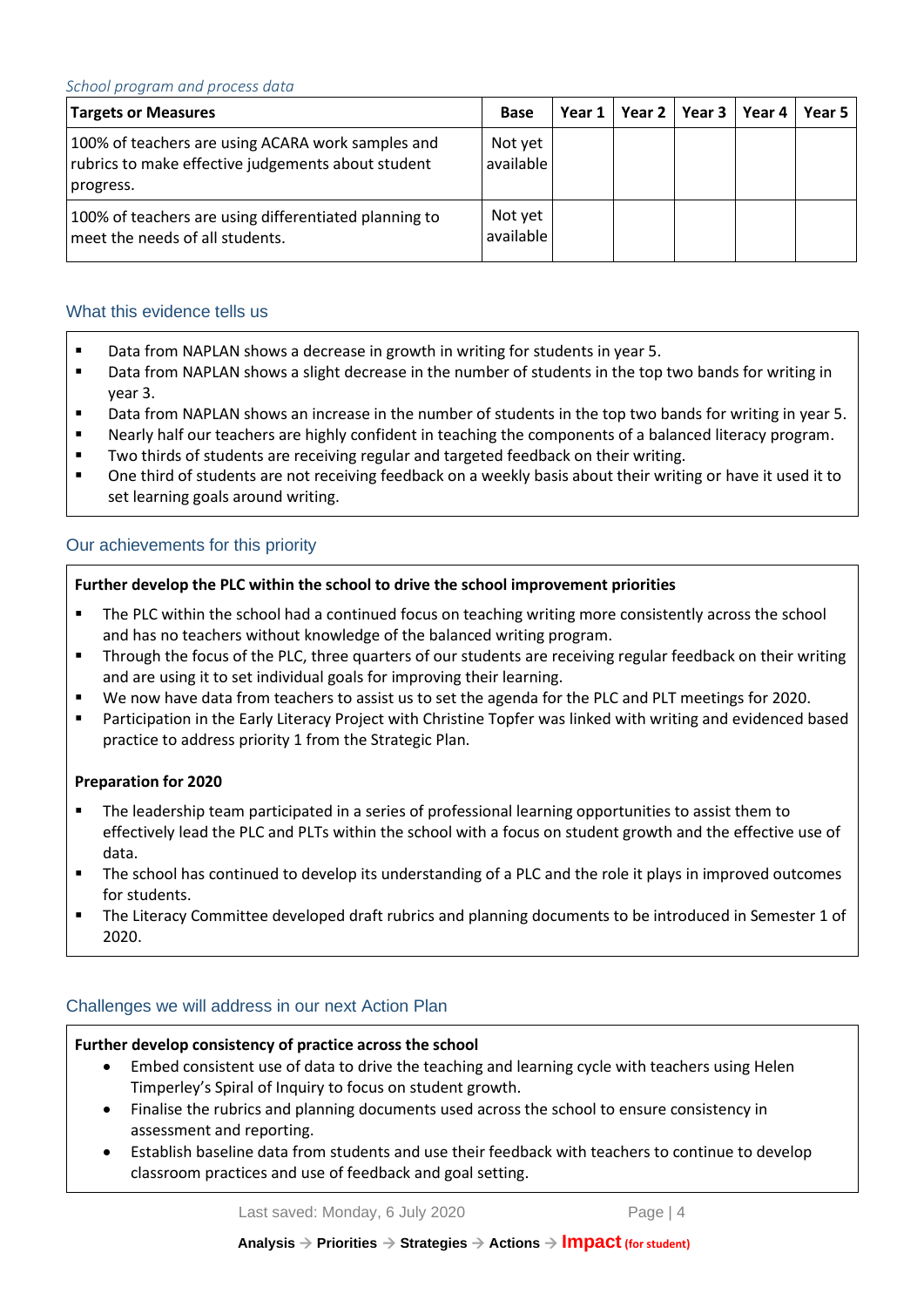*School program and process data*

| Targets or Measures | Base | Year 1 | Year 2 | Year 3 | Year 4 | Year 5 |
|---|---|---|---|---|---|---|
| 100% of teachers are using ACARA work samples and rubrics to make effective judgements about student progress. | Not yet available | | | | | |
| 100% of teachers are using differentiated planning to meet the needs of all students. | Not yet available | | | | | |

## What this evidence tells us

- Data from NAPLAN shows a decrease in growth in writing for students in year 5.
- Data from NAPLAN shows a slight decrease in the number of students in the top two bands for writing in year 3.
- Data from NAPLAN shows an increase in the number of students in the top two bands for writing in year 5.
- Nearly half our teachers are highly confident in teaching the components of a balanced literacy program.
- Two thirds of students are receiving regular and targeted feedback on their writing.
- One third of students are not receiving feedback on a weekly basis about their writing or have it used it to set learning goals around writing.

## Our achievements for this priority

**Further develop the PLC within the school to drive the school improvement priorities**

- The PLC within the school had a continued focus on teaching writing more consistently across the school and has no teachers without knowledge of the balanced writing program.
- Through the focus of the PLC, three quarters of our students are receiving regular feedback on their writing and are using it to set individual goals for improving their learning.
- We now have data from teachers to assist us to set the agenda for the PLC and PLT meetings for 2020.
- Participation in the Early Literacy Project with Christine Topfer was linked with writing and evidenced based practice to address priority 1 from the Strategic Plan.

**Preparation for 2020**

- The leadership team participated in a series of professional learning opportunities to assist them to effectively lead the PLC and PLTs within the school with a focus on student growth and the effective use of data.
- The school has continued to develop its understanding of a PLC and the role it plays in improved outcomes for students.
- The Literacy Committee developed draft rubrics and planning documents to be introduced in Semester 1 of 2020.

## Challenges we will address in our next Action Plan

**Further develop consistency of practice across the school**

- Embed consistent use of data to drive the teaching and learning cycle with teachers using Helen Timperley's Spiral of Inquiry to focus on student growth.
- Finalise the rubrics and planning documents used across the school to ensure consistency in assessment and reporting.
- Establish baseline data from students and use their feedback with teachers to continue to develop classroom practices and use of feedback and goal setting.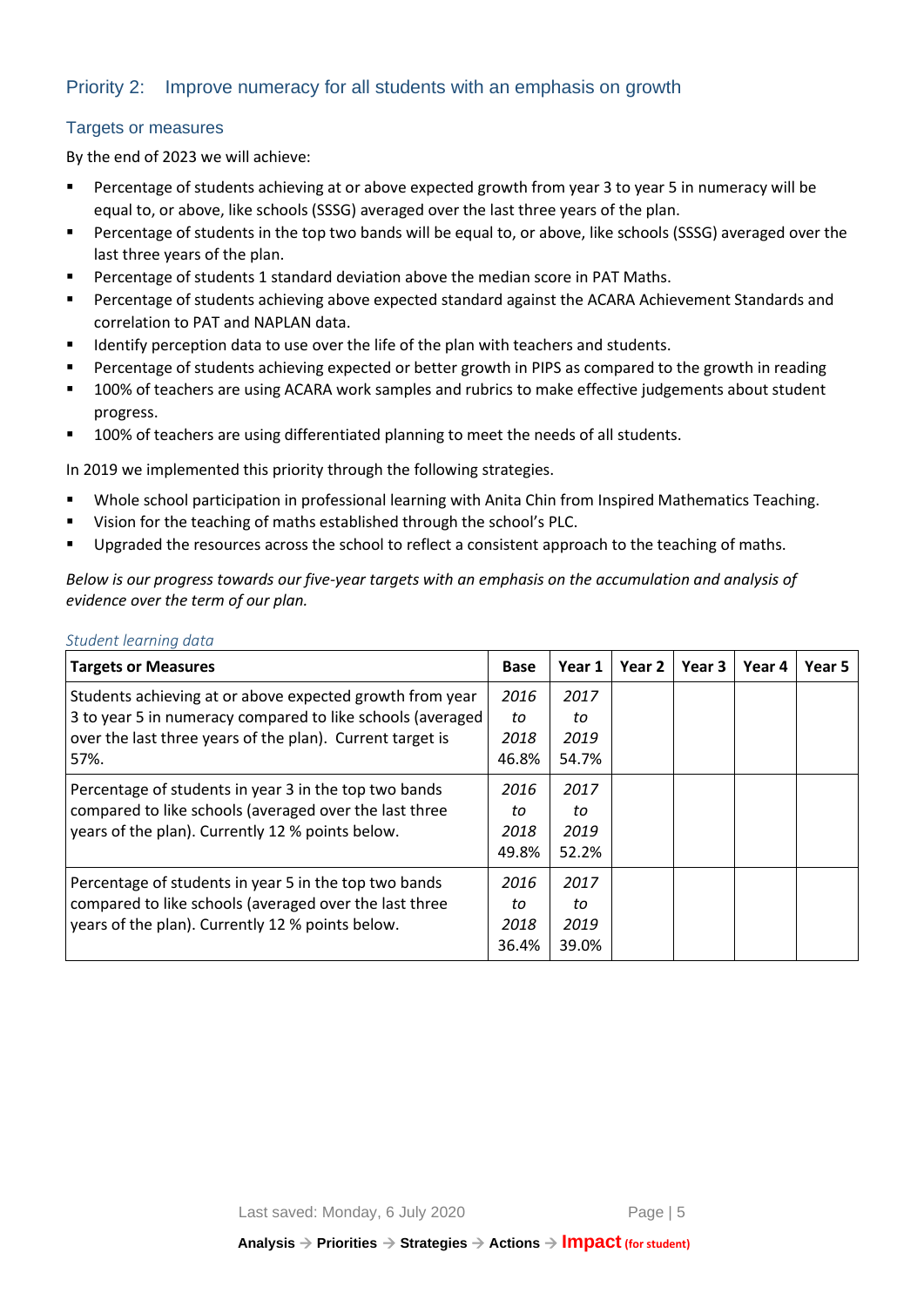## Priority 2: Improve numeracy for all students with an emphasis on growth

### Targets or measures

By the end of 2023 we will achieve:

- Percentage of students achieving at or above expected growth from year 3 to year 5 in numeracy will be equal to, or above, like schools (SSSG) averaged over the last three years of the plan.
- Percentage of students in the top two bands will be equal to, or above, like schools (SSSG) averaged over the last three years of the plan.
- Percentage of students 1 standard deviation above the median score in PAT Maths.
- Percentage of students achieving above expected standard against the ACARA Achievement Standards and correlation to PAT and NAPLAN data.
- Identify perception data to use over the life of the plan with teachers and students.
- Percentage of students achieving expected or better growth in PIPS as compared to the growth in reading
- 100% of teachers are using ACARA work samples and rubrics to make effective judgements about student progress.
- 100% of teachers are using differentiated planning to meet the needs of all students.

In 2019 we implemented this priority through the following strategies.

- Whole school participation in professional learning with Anita Chin from Inspired Mathematics Teaching.
- Vision for the teaching of maths established through the school's PLC.
- Upgraded the resources across the school to reflect a consistent approach to the teaching of maths.

*Below is our progress towards our five-year targets with an emphasis on the accumulation and analysis of evidence over the term of our plan.*

*Student learning data*

| Targets or Measures | Base | Year 1 | Year 2 | Year 3 | Year 4 | Year 5 |
|---|---|---|---|---|---|---|
| Students achieving at or above expected growth from year 3 to year 5 in numeracy compared to like schools (averaged over the last three years of the plan). Current target is 57%. | *2016 to 2018* 46.8% | *2017 to 2019* 54.7% | | | | |
| Percentage of students in year 3 in the top two bands compared to like schools (averaged over the last three years of the plan). Currently 12 % points below. | *2016 to 2018* 49.8% | *2017 to 2019* 52.2% | | | | |
| Percentage of students in year 5 in the top two bands compared to like schools (averaged over the last three years of the plan). Currently 12 % points below. | *2016 to 2018* 36.4% | *2017 to 2019* 39.0% | | | | |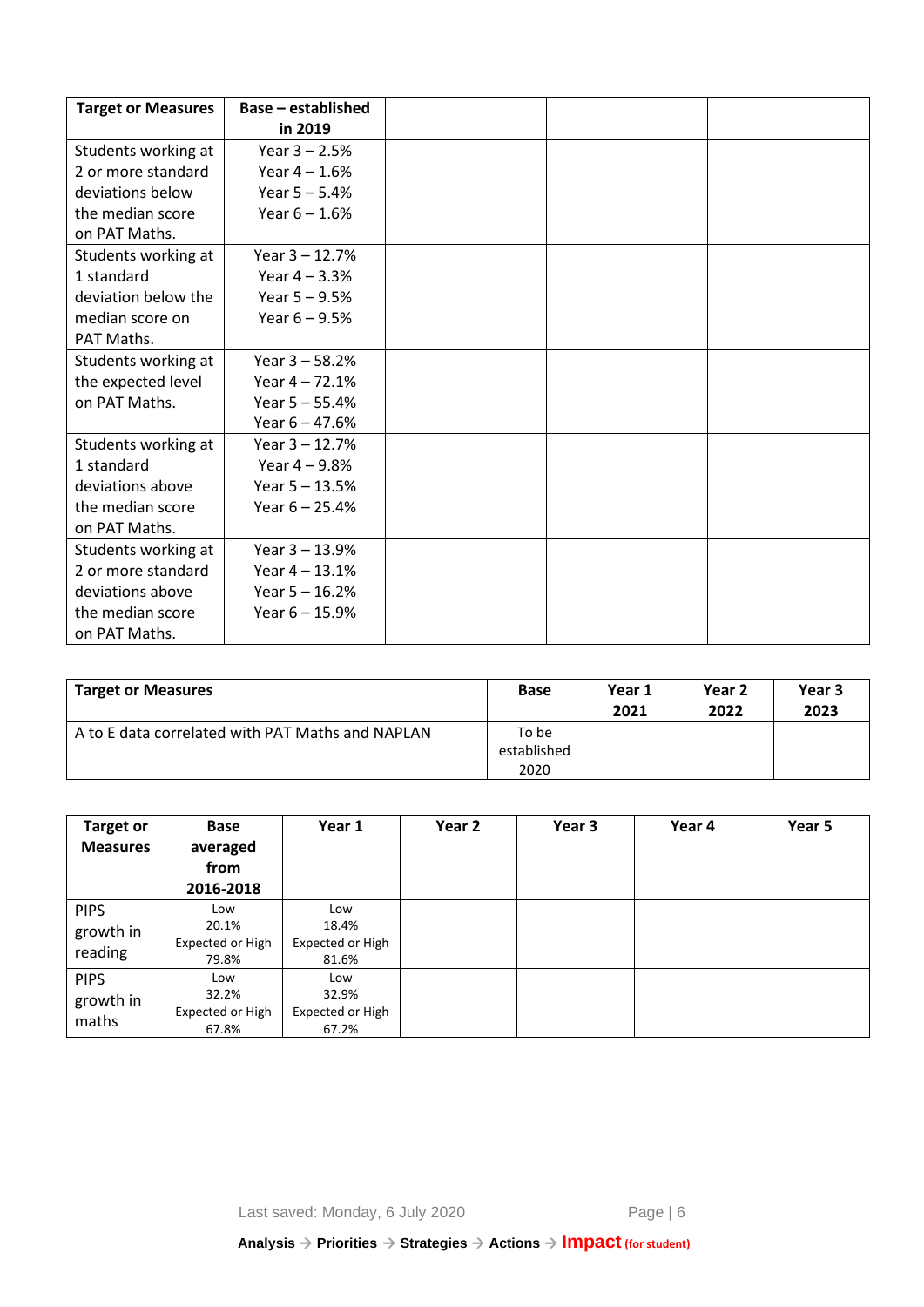| Target or Measures | Base – established in 2019 | | | |
|---|---|---|---|---|
| Students working at 2 or more standard deviations below the median score on PAT Maths. | Year 3 – 2.5%<br>Year 4 – 1.6%<br>Year 5 – 5.4%<br>Year 6 – 1.6% | | | |
| Students working at 1 standard deviation below the median score on PAT Maths. | Year 3 – 12.7%<br>Year 4 – 3.3%<br>Year 5 – 9.5%<br>Year 6 – 9.5% | | | |
| Students working at the expected level on PAT Maths. | Year 3 – 58.2%<br>Year 4 – 72.1%<br>Year 5 – 55.4%<br>Year 6 – 47.6% | | | |
| Students working at 1 standard deviations above the median score on PAT Maths. | Year 3 – 12.7%<br>Year 4 – 9.8%<br>Year 5 – 13.5%<br>Year 6 – 25.4% | | | |
| Students working at 2 or more standard deviations above the median score on PAT Maths. | Year 3 – 13.9%<br>Year 4 – 13.1%<br>Year 5 – 16.2%<br>Year 6 – 15.9% | | | |

| Target or Measures | Base | Year 1 2021 | Year 2 2022 | Year 3 2023 |
|---|---|---|---|---|
| A to E data correlated with PAT Maths and NAPLAN | To be established 2020 | | | |

| Target or Measures | Base averaged from 2016-2018 | Year 1 | Year 2 | Year 3 | Year 4 | Year 5 |
|---|---|---|---|---|---|---|
| PIPS growth in reading | Low<br>20.1%<br>Expected or High<br>79.8% | Low<br>18.4%<br>Expected or High<br>81.6% | | | | |
| PIPS growth in maths | Low<br>32.2%<br>Expected or High<br>67.8% | Low<br>32.9%<br>Expected or High<br>67.2% | | | | |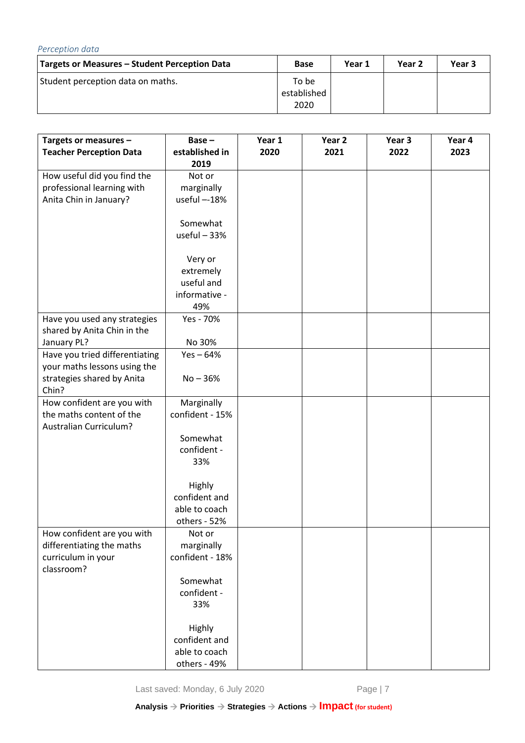*Perception data*

| Targets or Measures – Student Perception Data | Base | Year 1 | Year 2 | Year 3 |
|---|---|---|---|---|
| Student perception data on maths. | To be established 2020 | | | |

| Targets or measures – Teacher Perception Data | Base – established in 2019 | Year 1 2020 | Year 2 2021 | Year 3 2022 | Year 4 2023 |
|---|---|---|---|---|---|
| How useful did you find the professional learning with Anita Chin in January? | Not or marginally useful –-18%<br><br>Somewhat useful – 33%<br><br>Very or extremely useful and informative - 49% | | | | |
| Have you used any strategies shared by Anita Chin in the January PL? | Yes - 70%<br><br>No 30% | | | | |
| Have you tried differentiating your maths lessons using the strategies shared by Anita Chin? | Yes – 64%<br><br>No – 36% | | | | |
| How confident are you with the maths content of the Australian Curriculum? | Marginally confident - 15%<br><br>Somewhat confident - 33%<br><br>Highly confident and able to coach others - 52% | | | | |
| How confident are you with differentiating the maths curriculum in your classroom? | Not or marginally confident - 18%<br><br>Somewhat confident - 33%<br><br>Highly confident and able to coach others - 49% | | | | |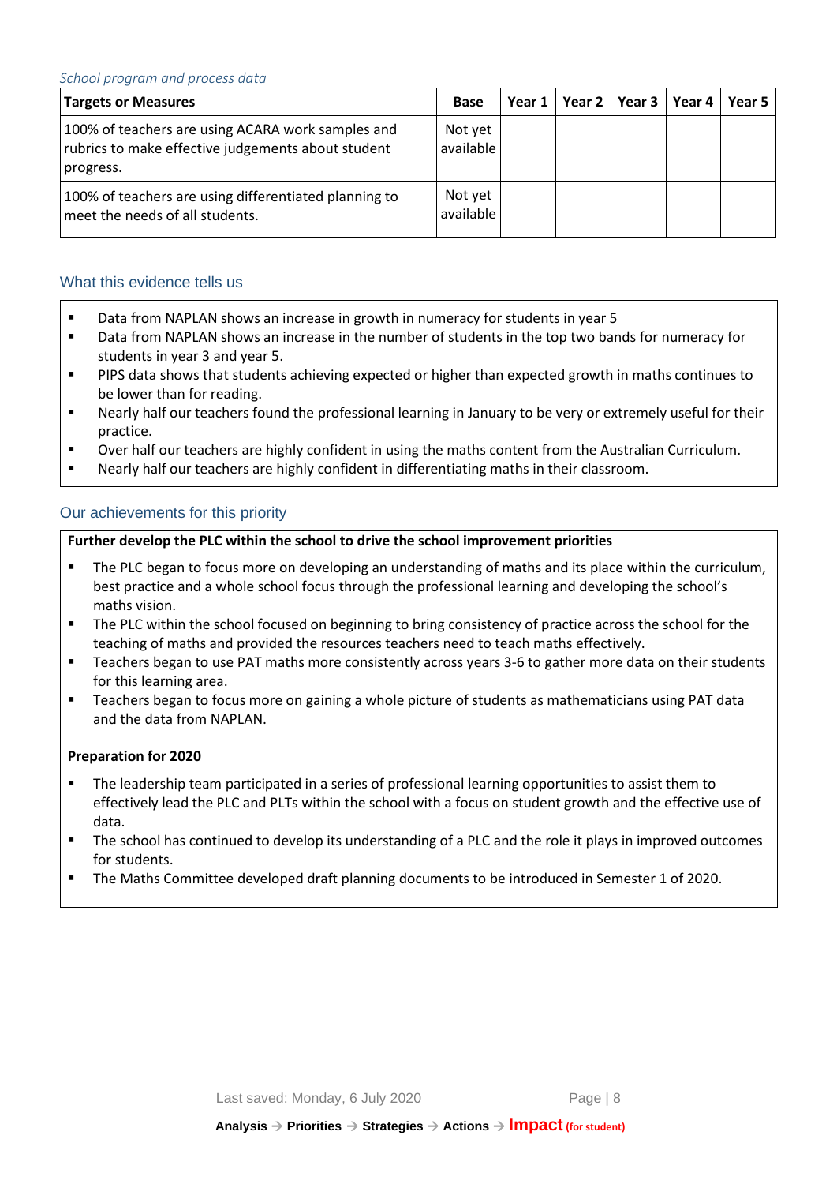*School program and process data*

| Targets or Measures | Base | Year 1 | Year 2 | Year 3 | Year 4 | Year 5 |
|---|---|---|---|---|---|---|
| 100% of teachers are using ACARA work samples and rubrics to make effective judgements about student progress. | Not yet available | | | | | |
| 100% of teachers are using differentiated planning to meet the needs of all students. | Not yet available | | | | | |

## What this evidence tells us

- Data from NAPLAN shows an increase in growth in numeracy for students in year 5
- Data from NAPLAN shows an increase in the number of students in the top two bands for numeracy for students in year 3 and year 5.
- PIPS data shows that students achieving expected or higher than expected growth in maths continues to be lower than for reading.
- Nearly half our teachers found the professional learning in January to be very or extremely useful for their practice.
- Over half our teachers are highly confident in using the maths content from the Australian Curriculum.
- Nearly half our teachers are highly confident in differentiating maths in their classroom.

## Our achievements for this priority

**Further develop the PLC within the school to drive the school improvement priorities**

- The PLC began to focus more on developing an understanding of maths and its place within the curriculum, best practice and a whole school focus through the professional learning and developing the school's maths vision.
- The PLC within the school focused on beginning to bring consistency of practice across the school for the teaching of maths and provided the resources teachers need to teach maths effectively.
- Teachers began to use PAT maths more consistently across years 3-6 to gather more data on their students for this learning area.
- Teachers began to focus more on gaining a whole picture of students as mathematicians using PAT data and the data from NAPLAN.

**Preparation for 2020**

- The leadership team participated in a series of professional learning opportunities to assist them to effectively lead the PLC and PLTs within the school with a focus on student growth and the effective use of data.
- The school has continued to develop its understanding of a PLC and the role it plays in improved outcomes for students.
- The Maths Committee developed draft planning documents to be introduced in Semester 1 of 2020.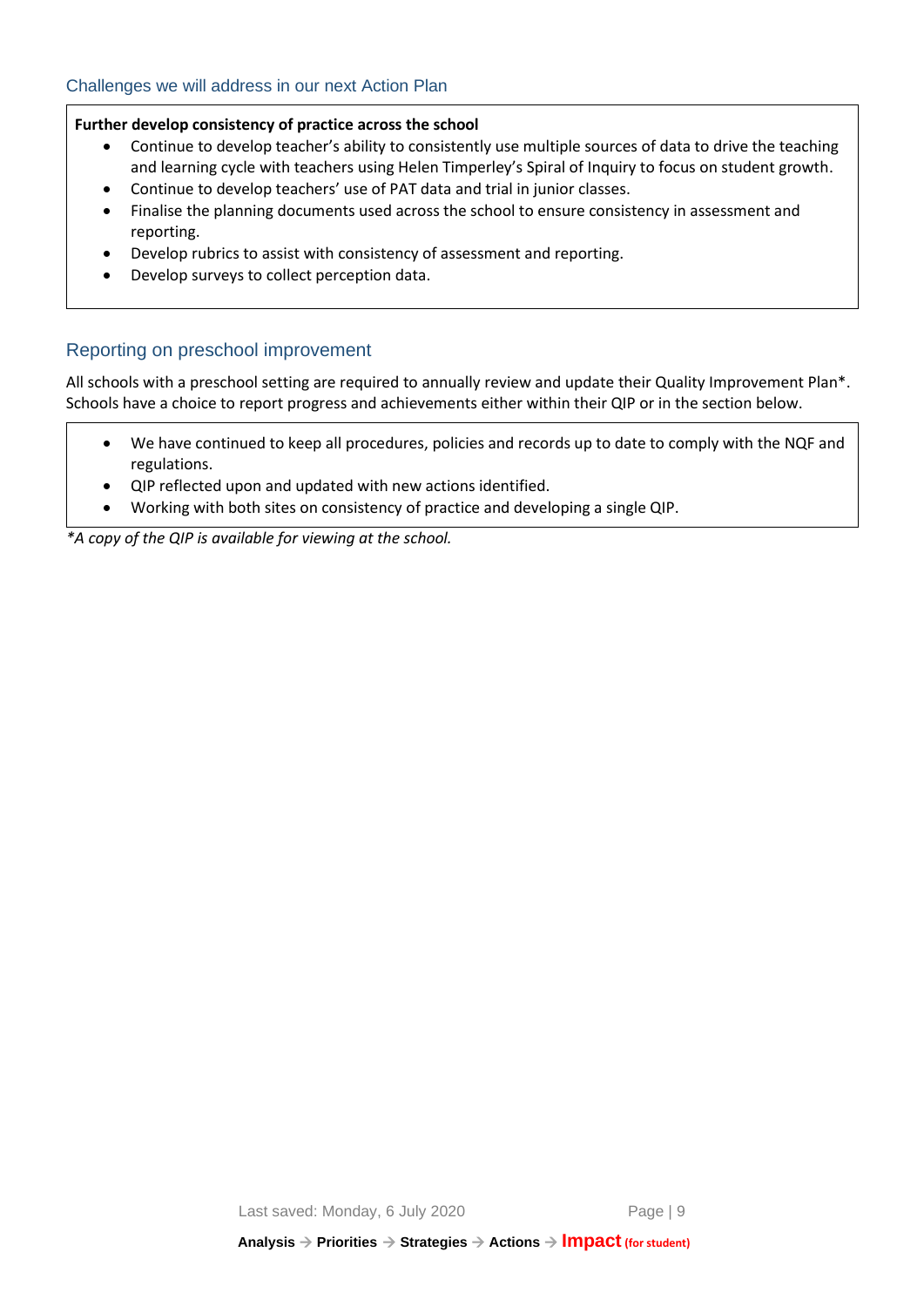## Challenges we will address in our next Action Plan

**Further develop consistency of practice across the school**

- Continue to develop teacher's ability to consistently use multiple sources of data to drive the teaching and learning cycle with teachers using Helen Timperley's Spiral of Inquiry to focus on student growth.
- Continue to develop teachers' use of PAT data and trial in junior classes.
- Finalise the planning documents used across the school to ensure consistency in assessment and reporting.
- Develop rubrics to assist with consistency of assessment and reporting.
- Develop surveys to collect perception data.

## Reporting on preschool improvement

All schools with a preschool setting are required to annually review and update their Quality Improvement Plan*. Schools have a choice to report progress and achievements either within their QIP or in the section below.

- We have continued to keep all procedures, policies and records up to date to comply with the NQF and regulations.
- QIP reflected upon and updated with new actions identified.
- Working with both sites on consistency of practice and developing a single QIP.

*\*A copy of the QIP is available for viewing at the school.*